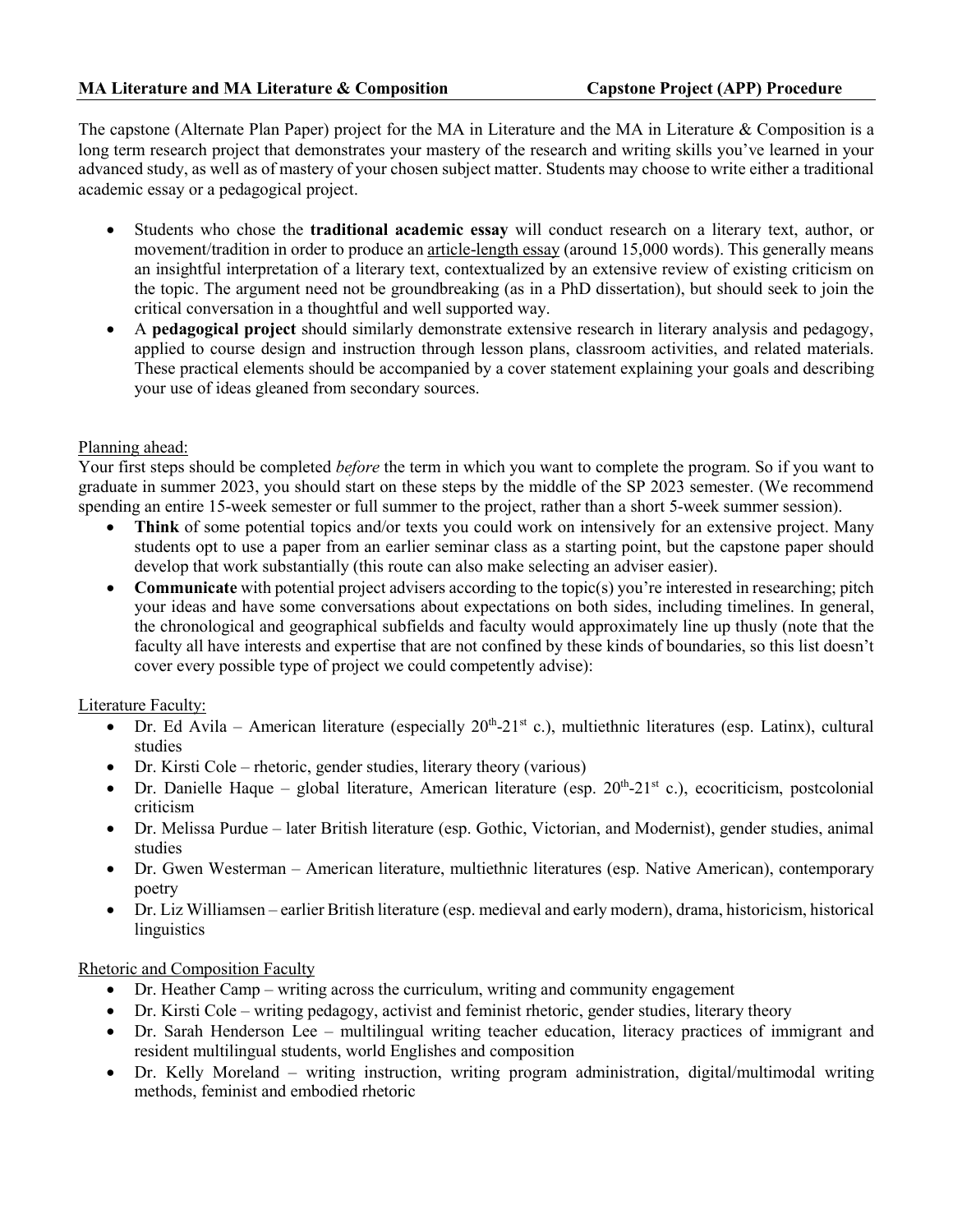**MA Literature and MA Literature & Composition** **Capstone Project (APP) Procedure**

The capstone (Alternate Plan Paper) project for the MA in Literature and the MA in Literature & Composition is a long term research project that demonstrates your mastery of the research and writing skills you've learned in your advanced study, as well as of mastery of your chosen subject matter. Students may choose to write either a traditional academic essay or a pedagogical project.

- Students who chose the **traditional academic essay** will conduct research on a literary text, author, or movement/tradition in order to produce an article-length essay (around 15,000 words). This generally means an insightful interpretation of a literary text, contextualized by an extensive review of existing criticism on the topic. The argument need not be groundbreaking (as in a PhD dissertation), but should seek to join the critical conversation in a thoughtful and well supported way.
- A **pedagogical project** should similarly demonstrate extensive research in literary analysis and pedagogy, applied to course design and instruction through lesson plans, classroom activities, and related materials. These practical elements should be accompanied by a cover statement explaining your goals and describing your use of ideas gleaned from secondary sources.

Planning ahead:

Your first steps should be completed *before* the term in which you want to complete the program. So if you want to graduate in summer 2023, you should start on these steps by the middle of the SP 2023 semester. (We recommend spending an entire 15-week semester or full summer to the project, rather than a short 5-week summer session).

- **Think** of some potential topics and/or texts you could work on intensively for an extensive project. Many students opt to use a paper from an earlier seminar class as a starting point, but the capstone paper should develop that work substantially (this route can also make selecting an adviser easier).
- **Communicate** with potential project advisers according to the topic(s) you're interested in researching; pitch your ideas and have some conversations about expectations on both sides, including timelines. In general, the chronological and geographical subfields and faculty would approximately line up thusly (note that the faculty all have interests and expertise that are not confined by these kinds of boundaries, so this list doesn't cover every possible type of project we could competently advise):

Literature Faculty:

- Dr. Ed Avila – American literature (especially 20th-21st c.), multiethnic literatures (esp. Latinx), cultural studies
- Dr. Kirsti Cole – rhetoric, gender studies, literary theory (various)
- Dr. Danielle Haque – global literature, American literature (esp. 20th-21st c.), ecocriticism, postcolonial criticism
- Dr. Melissa Purdue – later British literature (esp. Gothic, Victorian, and Modernist), gender studies, animal studies
- Dr. Gwen Westerman – American literature, multiethnic literatures (esp. Native American), contemporary poetry
- Dr. Liz Williamsen – earlier British literature (esp. medieval and early modern), drama, historicism, historical linguistics

Rhetoric and Composition Faculty

- Dr. Heather Camp – writing across the curriculum, writing and community engagement
- Dr. Kirsti Cole – writing pedagogy, activist and feminist rhetoric, gender studies, literary theory
- Dr. Sarah Henderson Lee – multilingual writing teacher education, literacy practices of immigrant and resident multilingual students, world Englishes and composition
- Dr. Kelly Moreland – writing instruction, writing program administration, digital/multimodal writing methods, feminist and embodied rhetoric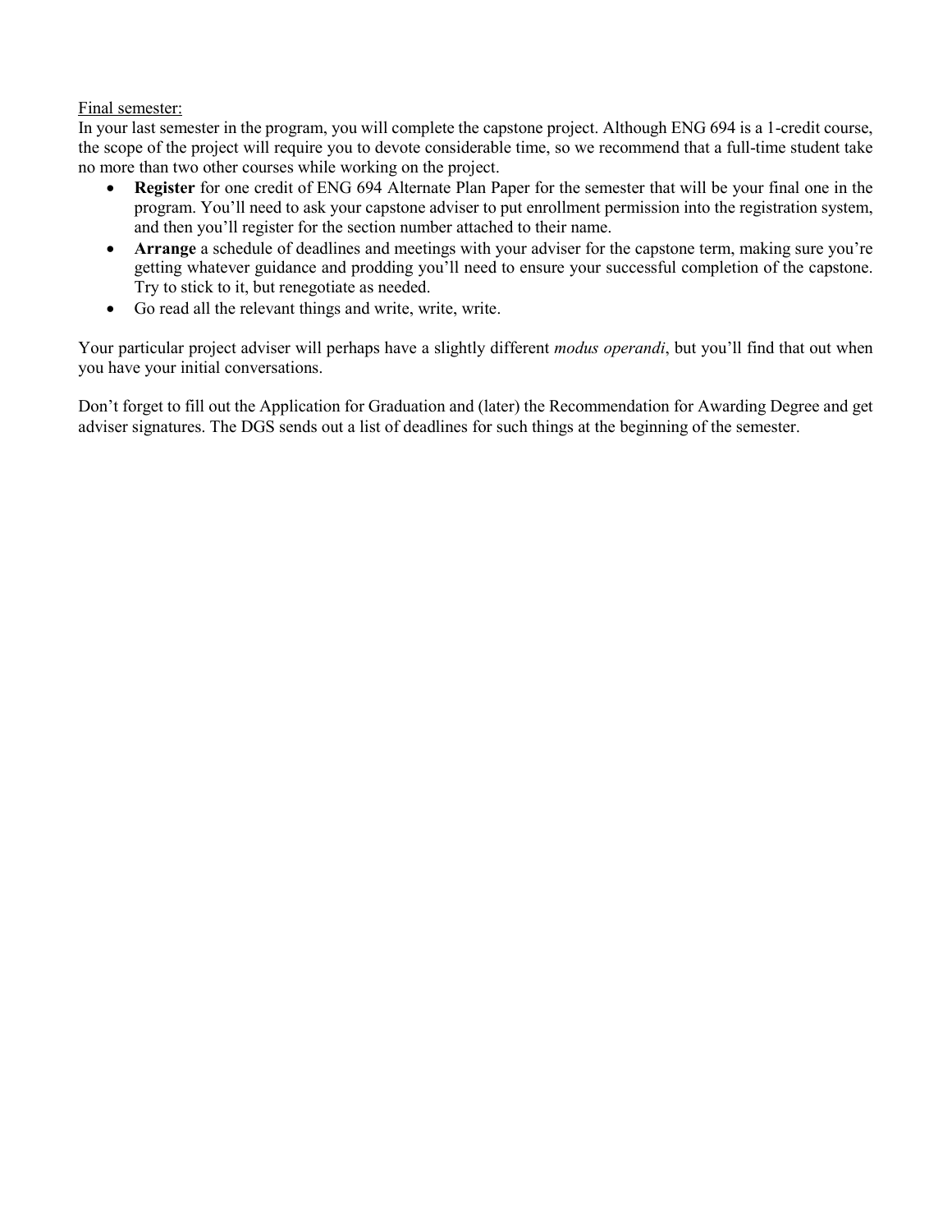<u>Final semester:</u>
In your last semester in the program, you will complete the capstone project. Although ENG 694 is a 1-credit course, the scope of the project will require you to devote considerable time, so we recommend that a full-time student take no more than two other courses while working on the project.

- **Register** for one credit of ENG 694 Alternate Plan Paper for the semester that will be your final one in the program. You'll need to ask your capstone adviser to put enrollment permission into the registration system, and then you'll register for the section number attached to their name.
- **Arrange** a schedule of deadlines and meetings with your adviser for the capstone term, making sure you're getting whatever guidance and prodding you'll need to ensure your successful completion of the capstone. Try to stick to it, but renegotiate as needed.
- Go read all the relevant things and write, write, write.

Your particular project adviser will perhaps have a slightly different *modus operandi*, but you'll find that out when you have your initial conversations.

Don't forget to fill out the Application for Graduation and (later) the Recommendation for Awarding Degree and get adviser signatures. The DGS sends out a list of deadlines for such things at the beginning of the semester.